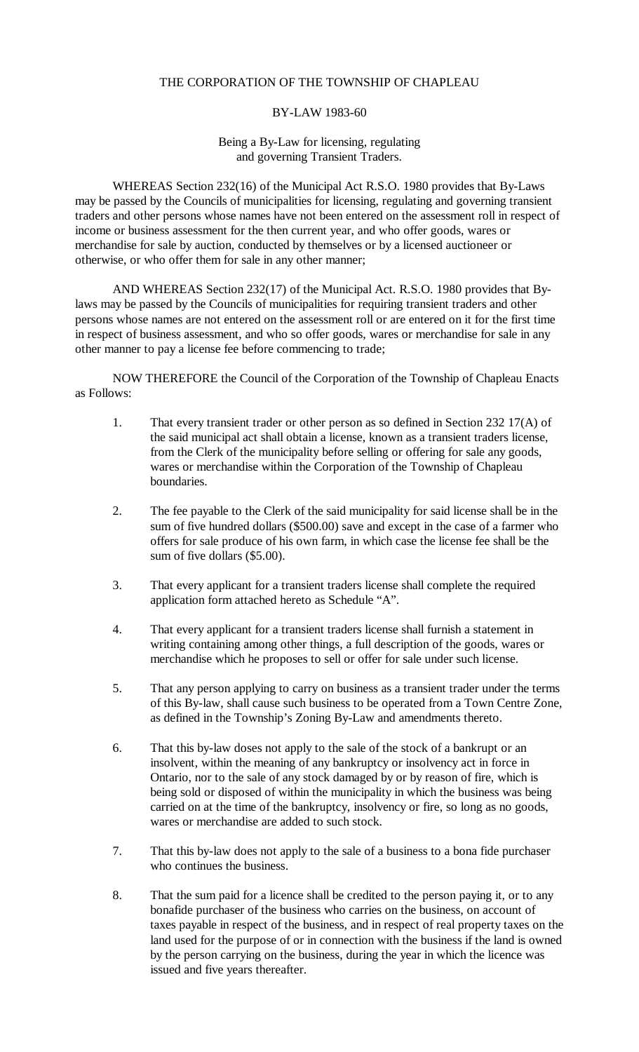# THE CORPORATION OF THE TOWNSHIP OF CHAPLEAU

## BY-LAW 1983-60

Being a By-Law for licensing, regulating and governing Transient Traders.

WHEREAS Section 232(16) of the Municipal Act R.S.O. 1980 provides that By-Laws may be passed by the Councils of municipalities for licensing, regulating and governing transient traders and other persons whose names have not been entered on the assessment roll in respect of income or business assessment for the then current year, and who offer goods, wares or merchandise for sale by auction, conducted by themselves or by a licensed auctioneer or otherwise, or who offer them for sale in any other manner;

AND WHEREAS Section 232(17) of the Municipal Act. R.S.O. 1980 provides that By-laws may be passed by the Councils of municipalities for requiring transient traders and other persons whose names are not entered on the assessment roll or are entered on it for the first time in respect of business assessment, and who so offer goods, wares or merchandise for sale in any other manner to pay a license fee before commencing to trade;

NOW THEREFORE the Council of the Corporation of the Township of Chapleau Enacts as Follows:

1. That every transient trader or other person as so defined in Section 232 17(A) of the said municipal act shall obtain a license, known as a transient traders license, from the Clerk of the municipality before selling or offering for sale any goods, wares or merchandise within the Corporation of the Township of Chapleau boundaries.

2. The fee payable to the Clerk of the said municipality for said license shall be in the sum of five hundred dollars ($500.00) save and except in the case of a farmer who offers for sale produce of his own farm, in which case the license fee shall be the sum of five dollars ($5.00).

3. That every applicant for a transient traders license shall complete the required application form attached hereto as Schedule "A".

4. That every applicant for a transient traders license shall furnish a statement in writing containing among other things, a full description of the goods, wares or merchandise which he proposes to sell or offer for sale under such license.

5. That any person applying to carry on business as a transient trader under the terms of this By-law, shall cause such business to be operated from a Town Centre Zone, as defined in the Township's Zoning By-Law and amendments thereto.

6. That this by-law doses not apply to the sale of the stock of a bankrupt or an insolvent, within the meaning of any bankruptcy or insolvency act in force in Ontario, nor to the sale of any stock damaged by or by reason of fire, which is being sold or disposed of within the municipality in which the business was being carried on at the time of the bankruptcy, insolvency or fire, so long as no goods, wares or merchandise are added to such stock.

7. That this by-law does not apply to the sale of a business to a bona fide purchaser who continues the business.

8. That the sum paid for a licence shall be credited to the person paying it, or to any bonafide purchaser of the business who carries on the business, on account of taxes payable in respect of the business, and in respect of real property taxes on the land used for the purpose of or in connection with the business if the land is owned by the person carrying on the business, during the year in which the licence was issued and five years thereafter.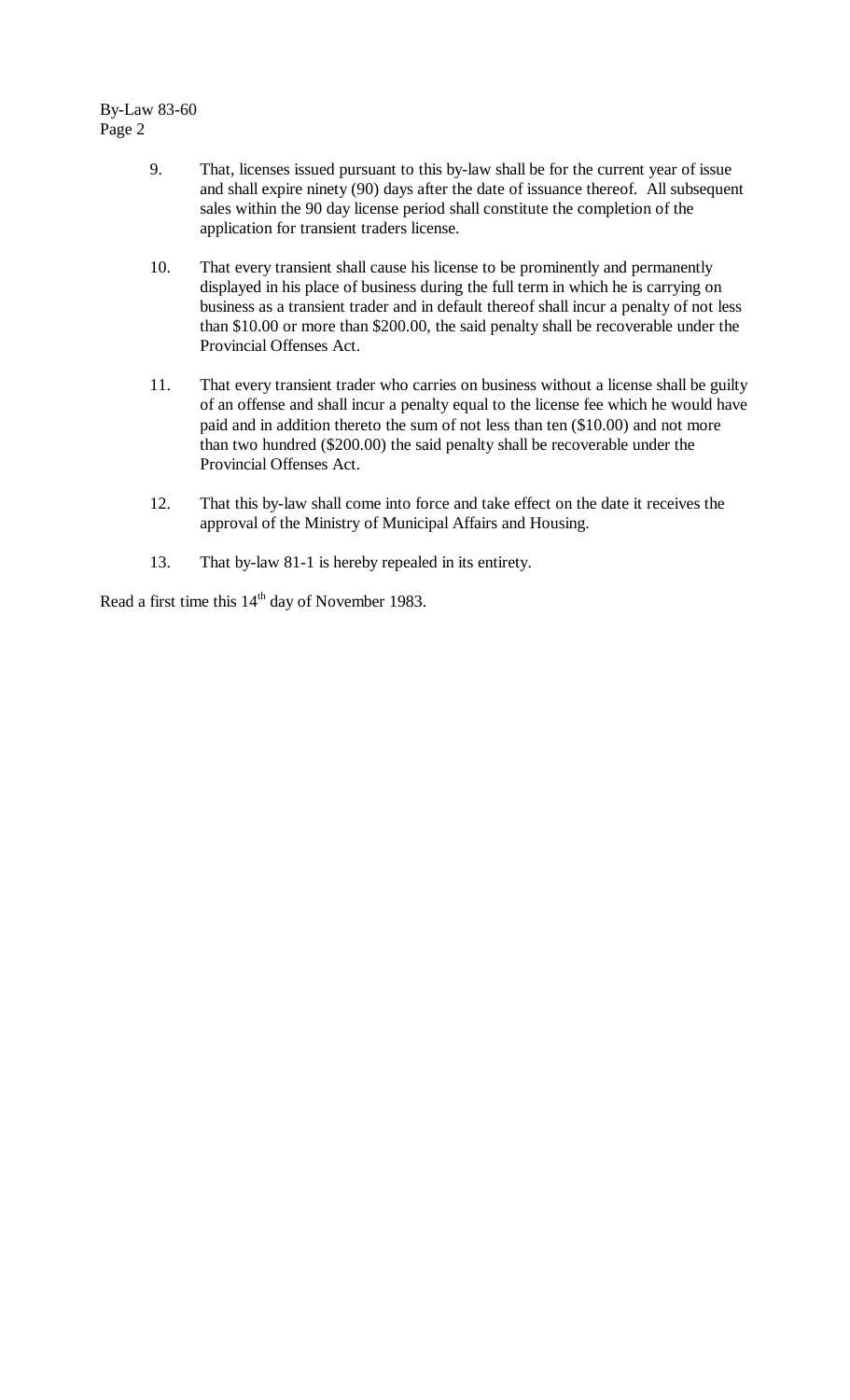9. That, licenses issued pursuant to this by-law shall be for the current year of issue and shall expire ninety (90) days after the date of issuance thereof. All subsequent sales within the 90 day license period shall constitute the completion of the application for transient traders license.

10. That every transient shall cause his license to be prominently and permanently displayed in his place of business during the full term in which he is carrying on business as a transient trader and in default thereof shall incur a penalty of not less than $10.00 or more than $200.00, the said penalty shall be recoverable under the Provincial Offenses Act.

11. That every transient trader who carries on business without a license shall be guilty of an offense and shall incur a penalty equal to the license fee which he would have paid and in addition thereto the sum of not less than ten ($10.00) and not more than two hundred ($200.00) the said penalty shall be recoverable under the Provincial Offenses Act.

12. That this by-law shall come into force and take effect on the date it receives the approval of the Ministry of Municipal Affairs and Housing.

13. That by-law 81-1 is hereby repealed in its entirety.

Read a first time this 14th day of November 1983.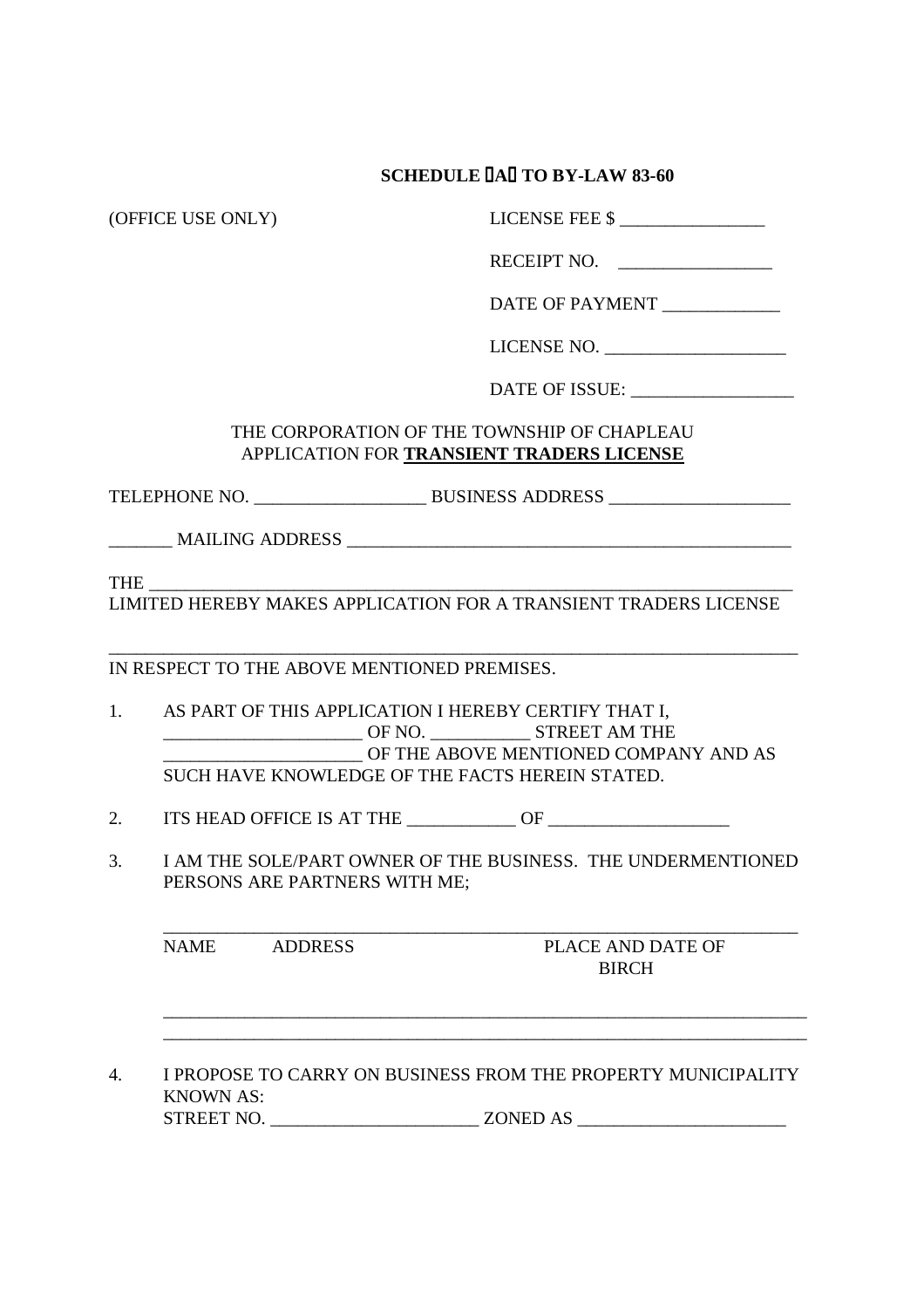**SCHEDULE "A" TO BY-LAW 83-60**

(OFFICE USE ONLY)

LICENSE FEE $ ________________

RECEIPT NO. _________________

DATE OF PAYMENT _____________

LICENSE NO. ____________________

DATE OF ISSUE: __________________

THE CORPORATION OF THE TOWNSHIP OF CHAPLEAU
APPLICATION FOR **TRANSIENT TRADERS LICENSE**

TELEPHONE NO. ___________________ BUSINESS ADDRESS ____________________

_______ MAILING ADDRESS __________________________________________________

THE ________________________________________________________________________
LIMITED HEREBY MAKES APPLICATION FOR A TRANSIENT TRADERS LICENSE

____________________________________________________________________________
IN RESPECT TO THE ABOVE MENTIONED PREMISES.

1. AS PART OF THIS APPLICATION I HEREBY CERTIFY THAT I, ______________________ OF NO. ___________ STREET AM THE ______________________ OF THE ABOVE MENTIONED COMPANY AND AS SUCH HAVE KNOWLEDGE OF THE FACTS HEREIN STATED.

2. ITS HEAD OFFICE IS AT THE ____________ OF ____________________

3. I AM THE SOLE/PART OWNER OF THE BUSINESS. THE UNDERMENTIONED PERSONS ARE PARTNERS WITH ME;

   ________________________________________________________________________

   | NAME | ADDRESS | PLACE AND DATE OF BIRCH |
   |---|---|---|
   | | | |
   | | | |

4. I PROPOSE TO CARRY ON BUSINESS FROM THE PROPERTY MUNICIPALITY KNOWN AS:
   STREET NO. _______________________ ZONED AS _______________________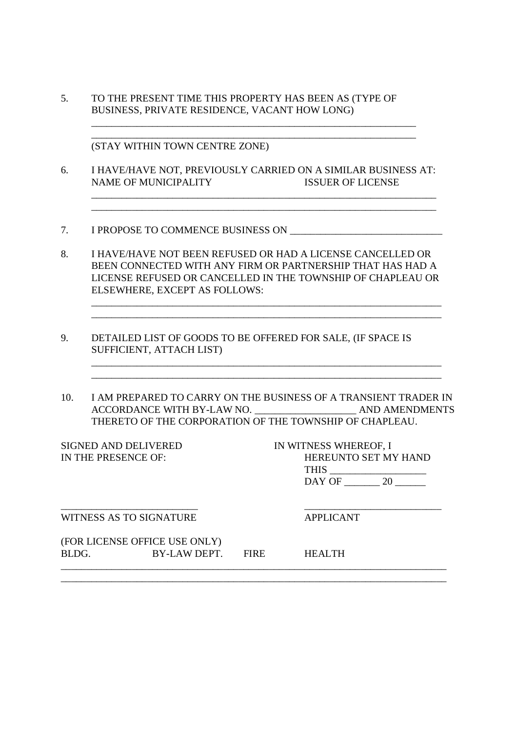5. TO THE PRESENT TIME THIS PROPERTY HAS BEEN AS (TYPE OF BUSINESS, PRIVATE RESIDENCE, VACANT HOW LONG)

   ____________________________________________________________________
   ____________________________________________________________________
   (STAY WITHIN TOWN CENTRE ZONE)

6. I HAVE/HAVE NOT, PREVIOUSLY CARRIED ON A SIMILAR BUSINESS AT:
   NAME OF MUNICIPALITY ISSUER OF LICENSE

   ______________________________________________________________________
   ______________________________________________________________________

7. I PROPOSE TO COMMENCE BUSINESS ON ______________________________

8. I HAVE/HAVE NOT BEEN REFUSED OR HAD A LICENSE CANCELLED OR BEEN CONNECTED WITH ANY FIRM OR PARTNERSHIP THAT HAS HAD A LICENSE REFUSED OR CANCELLED IN THE TOWNSHIP OF CHAPLEAU OR ELSEWHERE, EXCEPT AS FOLLOWS:

   ______________________________________________________________________
   ______________________________________________________________________

9. DETAILED LIST OF GOODS TO BE OFFERED FOR SALE, (IF SPACE IS SUFFICIENT, ATTACH LIST)

   ______________________________________________________________________
   ______________________________________________________________________

10. I AM PREPARED TO CARRY ON THE BUSINESS OF A TRANSIENT TRADER IN ACCORDANCE WITH BY-LAW NO. ____________________ AND AMENDMENTS THERETO OF THE CORPORATION OF THE TOWNSHIP OF CHAPLEAU.

SIGNED AND DELIVERED IN THE PRESENCE OF:

IN WITNESS WHEREOF, I HEREUNTO SET MY HAND THIS __________________ DAY OF _______ 20 ______

___________________________
WITNESS AS TO SIGNATURE

___________________________
APPLICANT

(FOR LICENSE OFFICE USE ONLY)

BLDG. BY-LAW DEPT. FIRE HEALTH

________________________________________________________________________________
________________________________________________________________________________